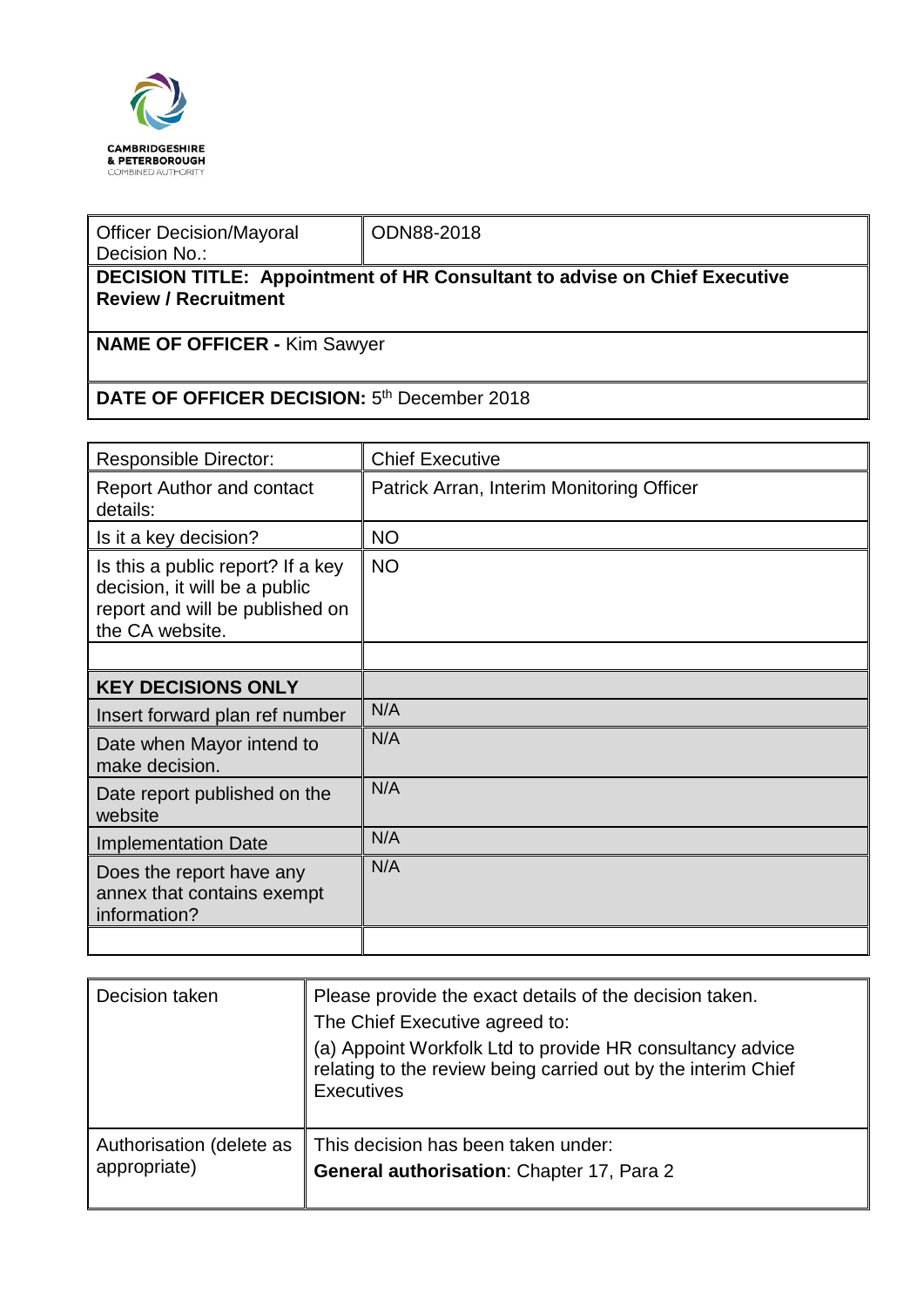CAMBRIDGESHIRE
& PETERBOROUGH
COMBINED AUTHORITY

| Officer Decision/Mayoral Decision No.: | ODN88-2018 |
|---|---|
| **DECISION TITLE: Appointment of HR Consultant to advise on Chief Executive Review / Recruitment** | |
| **NAME OF OFFICER -** Kim Sawyer | |
| **DATE OF OFFICER DECISION:** 5th December 2018 | |

| Responsible Director: | Chief Executive |
|---|---|
| Report Author and contact details: | Patrick Arran, Interim Monitoring Officer |
| Is it a key decision? | NO |
| Is this a public report? If a key decision, it will be a public report and will be published on the CA website. | NO |
| | |
| **KEY DECISIONS ONLY** | |
| Insert forward plan ref number | N/A |
| Date when Mayor intend to make decision. | N/A |
| Date report published on the website | N/A |
| Implementation Date | N/A |
| Does the report have any annex that contains exempt information? | N/A |
| | |

| Decision taken | Please provide the exact details of the decision taken.<br>The Chief Executive agreed to:<br>(a) Appoint Workfolk Ltd to provide HR consultancy advice relating to the review being carried out by the interim Chief Executives |
|---|---|
| Authorisation (delete as appropriate) | This decision has been taken under:<br>**General authorisation**: Chapter 17, Para 2 |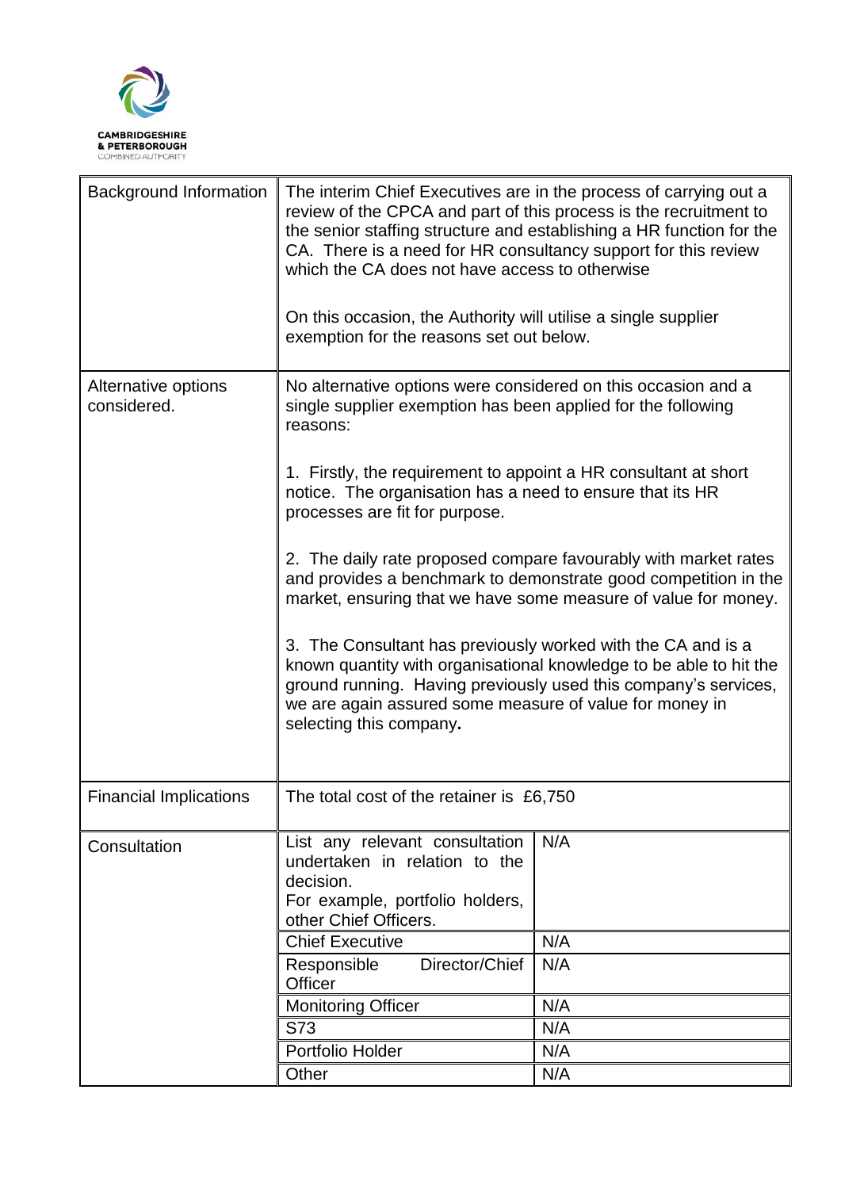| | | |
|---|---|---|
| Background Information | The interim Chief Executives are in the process of carrying out a review of the CPCA and part of this process is the recruitment to the senior staffing structure and establishing a HR function for the CA. There is a need for HR consultancy support for this review which the CA does not have access to otherwise<br><br>On this occasion, the Authority will utilise a single supplier exemption for the reasons set out below. | |
| Alternative options considered. | No alternative options were considered on this occasion and a single supplier exemption has been applied for the following reasons:<br><br>1. Firstly, the requirement to appoint a HR consultant at short notice. The organisation has a need to ensure that its HR processes are fit for purpose.<br><br>2. The daily rate proposed compare favourably with market rates and provides a benchmark to demonstrate good competition in the market, ensuring that we have some measure of value for money.<br><br>3. The Consultant has previously worked with the CA and is a known quantity with organisational knowledge to be able to hit the ground running. Having previously used this company's services, we are again assured some measure of value for money in selecting this company**.** | |
| Financial Implications | The total cost of the retainer is £6,750 | |
| Consultation | List any relevant consultation undertaken in relation to the decision.<br>For example, portfolio holders, other Chief Officers. | N/A |
| | Chief Executive | N/A |
| | Responsible Director/Chief Officer | N/A |
| | Monitoring Officer | N/A |
| | S73 | N/A |
| | Portfolio Holder | N/A |
| | Other | N/A |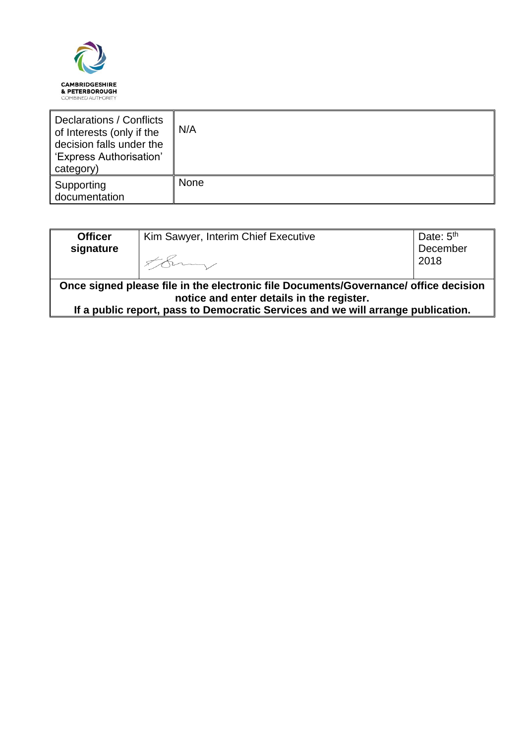CAMBRIDGESHIRE
& PETERBOROUGH
COMBINED AUTHORITY

| | |
|---|---|
| Declarations / Conflicts of Interests (only if the decision falls under the 'Express Authorisation' category) | N/A |
| Supporting documentation | None |

| | | |
|---|---|---|
| **Officer signature** | Kim Sawyer, Interim Chief Executive | Date: 5th December 2018 |

**Once signed please file in the electronic file Documents/Governance/ office decision notice and enter details in the register.**
**If a public report, pass to Democratic Services and we will arrange publication.**